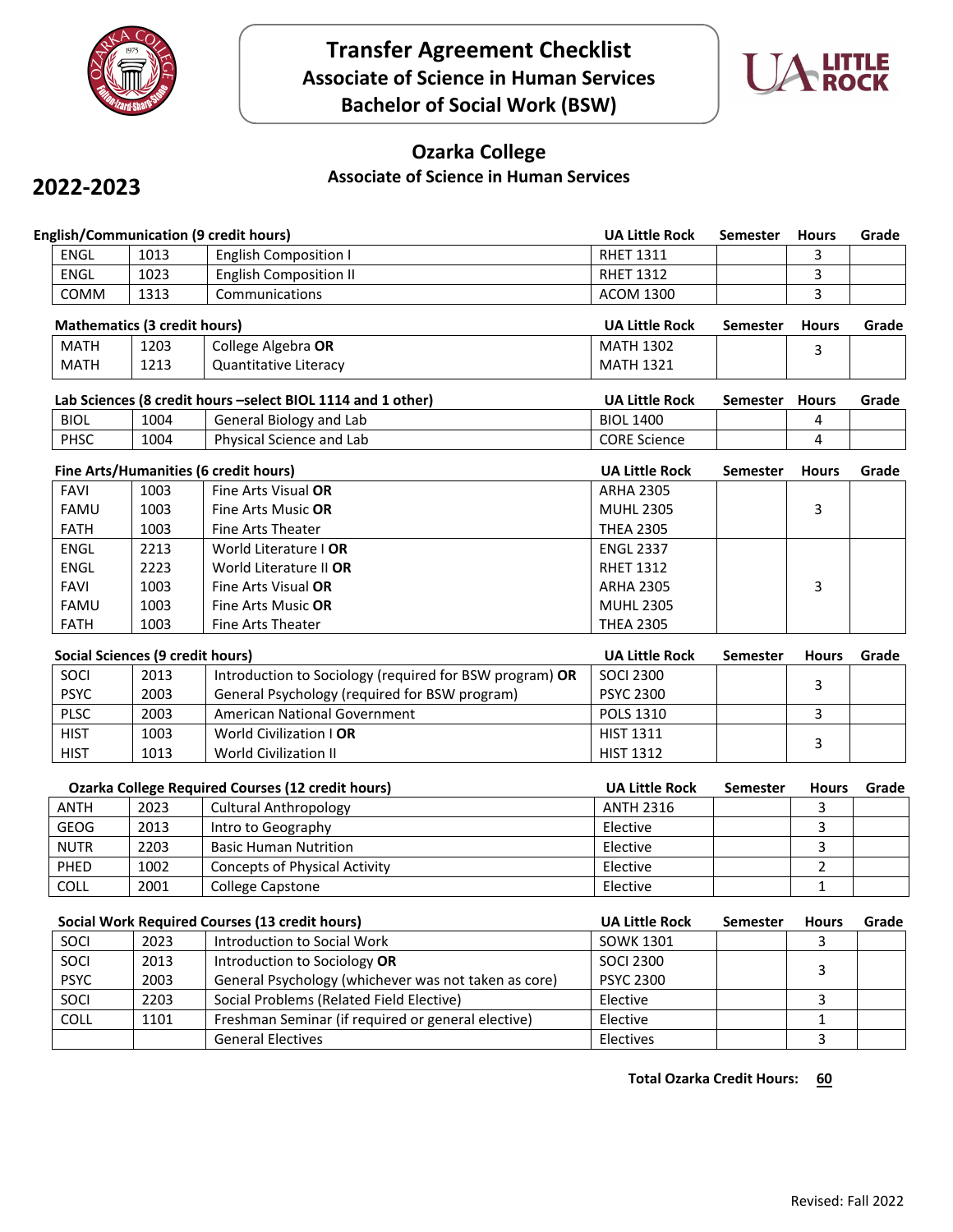# Transfer Agreement Checklist

## Associate of Science in Human Services

## Bachelor of Social Work (BSW)

## Ozarka College

### Associate of Science in Human Services

## 2022-2023

| English/Communication (9 credit hours) | | | UA Little Rock | Semester | Hours | Grade |
|---|---|---|---|---|---|---|
| ENGL | 1013 | English Composition I | RHET 1311 | | 3 | |
| ENGL | 1023 | English Composition II | RHET 1312 | | 3 | |
| COMM | 1313 | Communications | ACOM 1300 | | 3 | |

| Mathematics (3 credit hours) | | | UA Little Rock | Semester | Hours | Grade |
|---|---|---|---|---|---|---|
| MATH | 1203 | College Algebra **OR** | MATH 1302 | | 3 | |
| MATH | 1213 | Quantitative Literacy | MATH 1321 | | | |

| Lab Sciences (8 credit hours –select BIOL 1114 and 1 other) | | | UA Little Rock | Semester | Hours | Grade |
|---|---|---|---|---|---|---|
| BIOL | 1004 | General Biology and Lab | BIOL 1400 | | 4 | |
| PHSC | 1004 | Physical Science and Lab | CORE Science | | 4 | |

| Fine Arts/Humanities (6 credit hours) | | | UA Little Rock | Semester | Hours | Grade |
|---|---|---|---|---|---|---|
| FAVI | 1003 | Fine Arts Visual **OR** | ARHA 2305 | | 3 | |
| FAMU | 1003 | Fine Arts Music **OR** | MUHL 2305 | | | |
| FATH | 1003 | Fine Arts Theater | THEA 2305 | | | |
| ENGL | 2213 | World Literature I **OR** | ENGL 2337 | | 3 | |
| ENGL | 2223 | World Literature II **OR** | RHET 1312 | | | |
| FAVI | 1003 | Fine Arts Visual **OR** | ARHA 2305 | | | |
| FAMU | 1003 | Fine Arts Music **OR** | MUHL 2305 | | | |
| FATH | 1003 | Fine Arts Theater | THEA 2305 | | | |

| Social Sciences (9 credit hours) | | | UA Little Rock | Semester | Hours | Grade |
|---|---|---|---|---|---|---|
| SOCI | 2013 | Introduction to Sociology (required for BSW program) **OR** | SOCI 2300 | | 3 | |
| PSYC | 2003 | General Psychology (required for BSW program) | PSYC 2300 | | | |
| PLSC | 2003 | American National Government | POLS 1310 | | 3 | |
| HIST | 1003 | World Civilization I **OR** | HIST 1311 | | 3 | |
| HIST | 1013 | World Civilization II | HIST 1312 | | | |

| Ozarka College Required Courses (12 credit hours) | | | UA Little Rock | Semester | Hours | Grade |
|---|---|---|---|---|---|---|
| ANTH | 2023 | Cultural Anthropology | ANTH 2316 | | 3 | |
| GEOG | 2013 | Intro to Geography | Elective | | 3 | |
| NUTR | 2203 | Basic Human Nutrition | Elective | | 3 | |
| PHED | 1002 | Concepts of Physical Activity | Elective | | 2 | |
| COLL | 2001 | College Capstone | Elective | | 1 | |

| Social Work Required Courses (13 credit hours) | | | UA Little Rock | Semester | Hours | Grade |
|---|---|---|---|---|---|---|
| SOCI | 2023 | Introduction to Social Work | SOWK 1301 | | 3 | |
| SOCI | 2013 | Introduction to Sociology **OR** | SOCI 2300 | | 3 | |
| PSYC | 2003 | General Psychology (whichever was not taken as core) | PSYC 2300 | | | |
| SOCI | 2203 | Social Problems (Related Field Elective) | Elective | | 3 | |
| COLL | 1101 | Freshman Seminar (if required or general elective) | Elective | | 1 | |
| | | General Electives | Electives | | 3 | |

**Total Ozarka Credit Hours: 60**

Revised: Fall 2022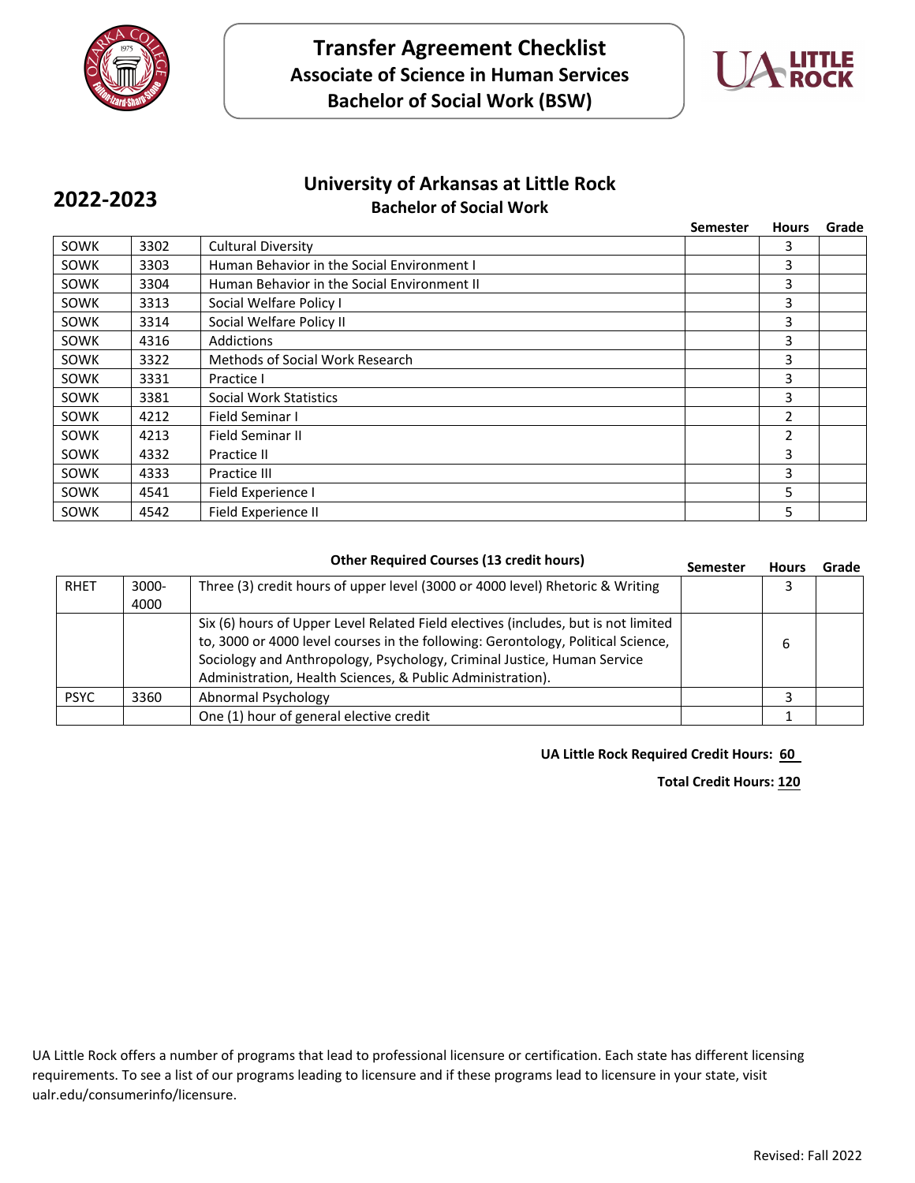# Transfer Agreement Checklist
## Associate of Science in Human Services
## Bachelor of Social Work (BSW)

**2022-2023**

## University of Arkansas at Little Rock
### Bachelor of Social Work

| | | | Semester | Hours | Grade |
|---|---|---|---|---|---|
| SOWK | 3302 | Cultural Diversity | | 3 | |
| SOWK | 3303 | Human Behavior in the Social Environment I | | 3 | |
| SOWK | 3304 | Human Behavior in the Social Environment II | | 3 | |
| SOWK | 3313 | Social Welfare Policy I | | 3 | |
| SOWK | 3314 | Social Welfare Policy II | | 3 | |
| SOWK | 4316 | Addictions | | 3 | |
| SOWK | 3322 | Methods of Social Work Research | | 3 | |
| SOWK | 3331 | Practice I | | 3 | |
| SOWK | 3381 | Social Work Statistics | | 3 | |
| SOWK | 4212 | Field Seminar I | | 2 | |
| SOWK | 4213 | Field Seminar II | | 2 | |
| SOWK | 4332 | Practice II | | 3 | |
| SOWK | 4333 | Practice III | | 3 | |
| SOWK | 4541 | Field Experience I | | 5 | |
| SOWK | 4542 | Field Experience II | | 5 | |

**Other Required Courses (13 credit hours)**

| | | | Semester | Hours | Grade |
|---|---|---|---|---|---|
| RHET | 3000-4000 | Three (3) credit hours of upper level (3000 or 4000 level) Rhetoric & Writing | | 3 | |
| | | Six (6) hours of Upper Level Related Field electives (includes, but is not limited to, 3000 or 4000 level courses in the following: Gerontology, Political Science, Sociology and Anthropology, Psychology, Criminal Justice, Human Service Administration, Health Sciences, & Public Administration). | | 6 | |
| PSYC | 3360 | Abnormal Psychology | | 3 | |
| | | One (1) hour of general elective credit | | 1 | |

**UA Little Rock Required Credit Hours: 60**

**Total Credit Hours: 120**

UA Little Rock offers a number of programs that lead to professional licensure or certification. Each state has different licensing requirements. To see a list of our programs leading to licensure and if these programs lead to licensure in your state, visit ualr.edu/consumerinfo/licensure.

Revised: Fall 2022